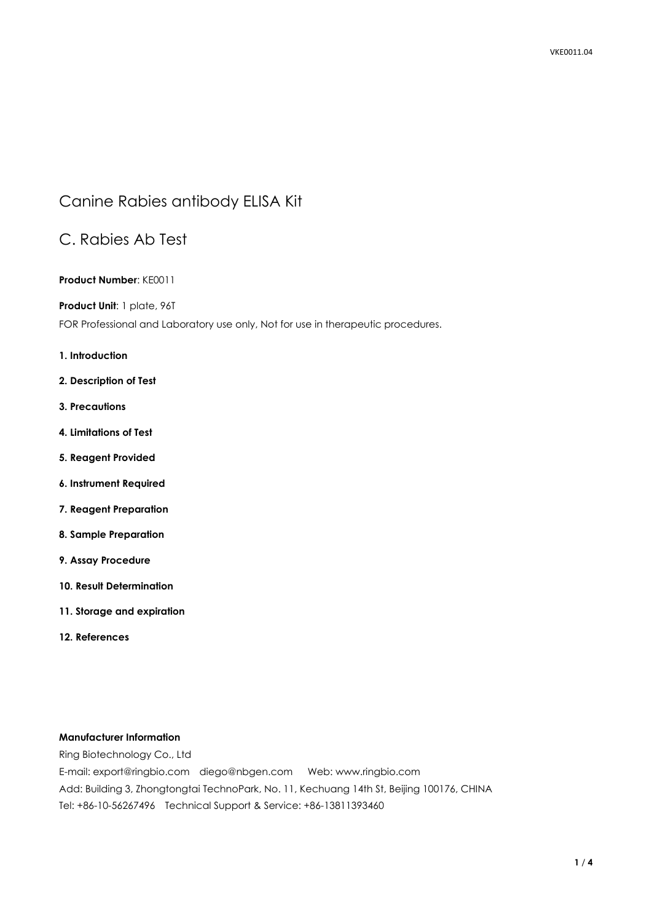# Canine Rabies antibody ELISA Kit

## C. Rabies Ab Test

**Product Number**: KE0011

**Product Unit**: 1 plate, 96T

FOR Professional and Laboratory use only, Not for use in therapeutic procedures.

**1. Introduction**

**2. Description of Test**

**3. Precautions**

**4. Limitations of Test**

**5. Reagent Provided**

**6. Instrument Required**

**7. Reagent Preparation**

**8. Sample Preparation**

**9. Assay Procedure**

**10. Result Determination**

**11. Storage and expiration**

**12. References**

**Manufacturer Information**

Ring Biotechnology Co., Ltd

E-mail: export@ringbio.com diego@nbgen.com Web: www.ringbio.com

Add: Building 3, Zhongtongtai TechnoPark, No. 11, Kechuang 14th St, Beijing 100176, CHINA

Tel: +86-10-56267496 Technical Support & Service: +86-13811393460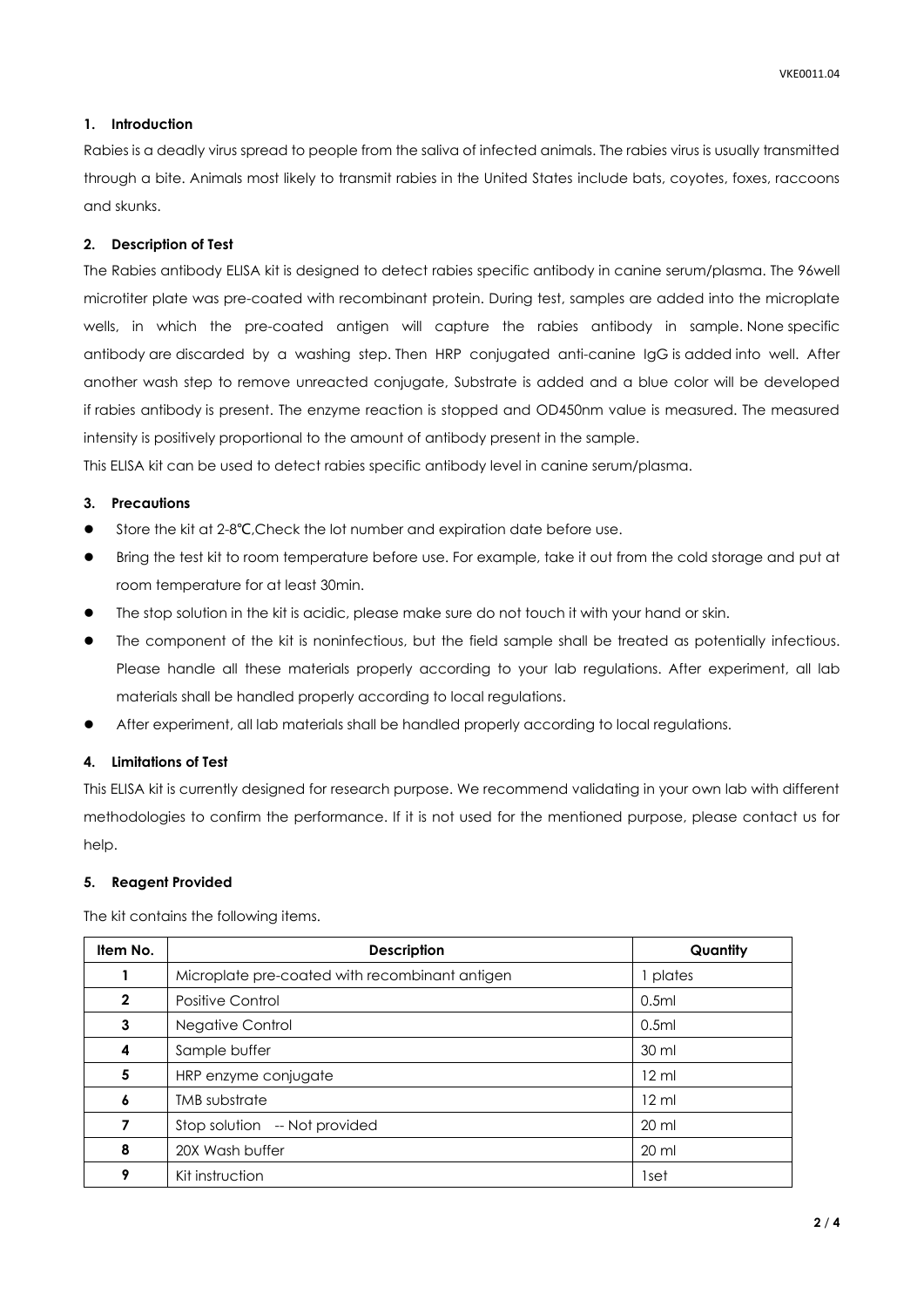## 1. Introduction

Rabies is a deadly virus spread to people from the saliva of infected animals. The rabies virus is usually transmitted through a bite. Animals most likely to transmit rabies in the United States include bats, coyotes, foxes, raccoons and skunks.

## 2. Description of Test

The Rabies antibody ELISA kit is designed to detect rabies specific antibody in canine serum/plasma. The 96well microtiter plate was pre-coated with recombinant protein. During test, samples are added into the microplate wells, in which the pre-coated antigen will capture the rabies antibody in sample. None specific antibody are discarded by a washing step. Then HRP conjugated anti-canine IgG is added into well. After another wash step to remove unreacted conjugate, Substrate is added and a blue color will be developed if rabies antibody is present. The enzyme reaction is stopped and OD450nm value is measured. The measured intensity is positively proportional to the amount of antibody present in the sample.

This ELISA kit can be used to detect rabies specific antibody level in canine serum/plasma.

## 3. Precautions

- Store the kit at 2-8℃,Check the lot number and expiration date before use.
- Bring the test kit to room temperature before use. For example, take it out from the cold storage and put at room temperature for at least 30min.
- The stop solution in the kit is acidic, please make sure do not touch it with your hand or skin.
- The component of the kit is noninfectious, but the field sample shall be treated as potentially infectious. Please handle all these materials properly according to your lab regulations. After experiment, all lab materials shall be handled properly according to local regulations.
- After experiment, all lab materials shall be handled properly according to local regulations.

## 4. Limitations of Test

This ELISA kit is currently designed for research purpose. We recommend validating in your own lab with different methodologies to confirm the performance. If it is not used for the mentioned purpose, please contact us for help.

## 5. Reagent Provided

The kit contains the following items.

| Item No. | Description | Quantity |
| --- | --- | --- |
| 1 | Microplate pre-coated with recombinant antigen | 1 plates |
| 2 | Positive Control | 0.5ml |
| 3 | Negative Control | 0.5ml |
| 4 | Sample buffer | 30 ml |
| 5 | HRP enzyme conjugate | 12 ml |
| 6 | TMB substrate | 12 ml |
| 7 | Stop solution -- Not provided | 20 ml |
| 8 | 20X Wash buffer | 20 ml |
| 9 | Kit instruction | 1set |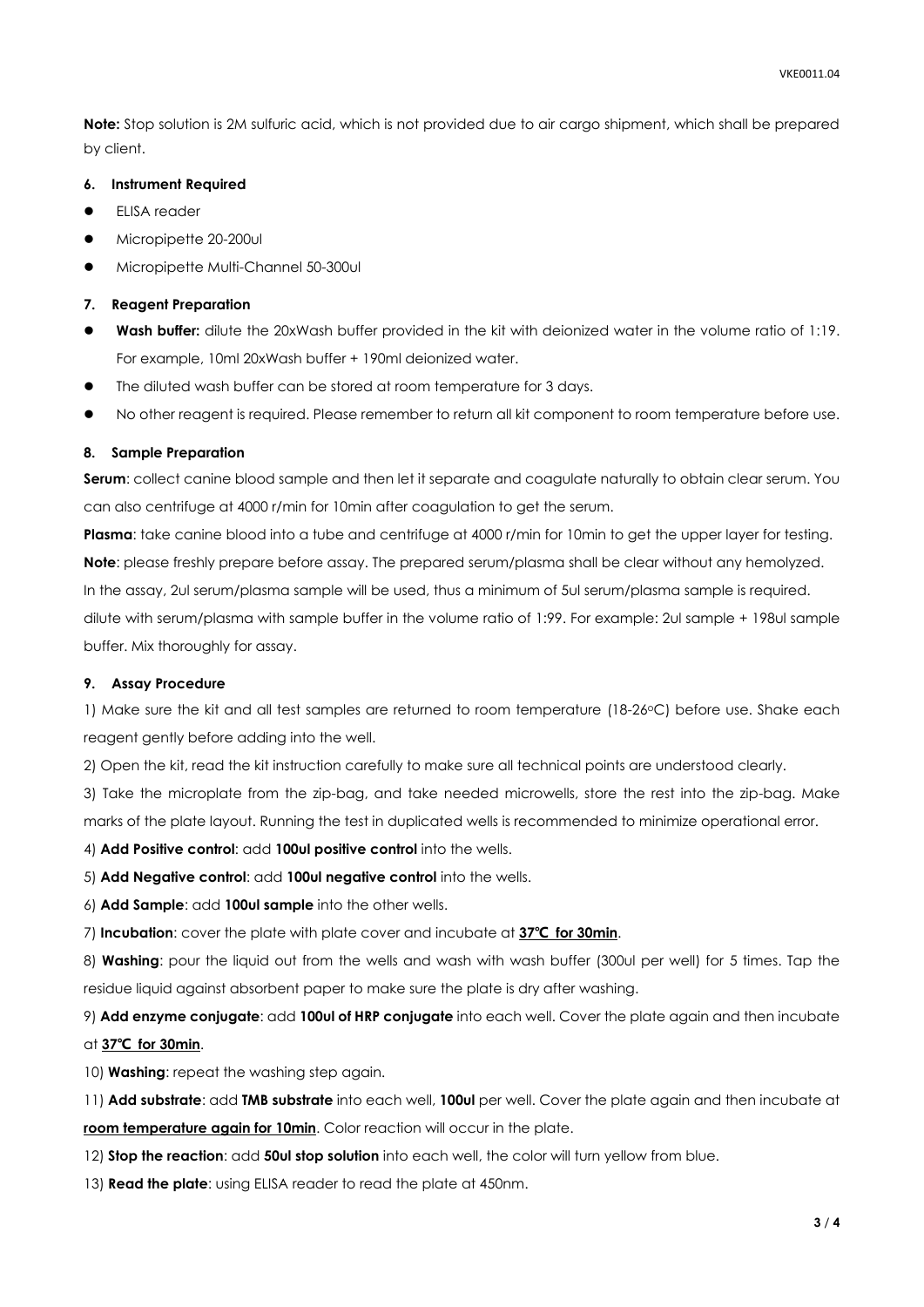**Note:** Stop solution is 2M sulfuric acid, which is not provided due to air cargo shipment, which shall be prepared by client.

### 6. Instrument Required

- ELISA reader
- Micropipette 20-200ul
- Micropipette Multi-Channel 50-300ul

### 7. Reagent Preparation

- **Wash buffer:** dilute the 20xWash buffer provided in the kit with deionized water in the volume ratio of 1:19. For example, 10ml 20xWash buffer + 190ml deionized water.
- The diluted wash buffer can be stored at room temperature for 3 days.
- No other reagent is required. Please remember to return all kit component to room temperature before use.

### 8. Sample Preparation

**Serum**: collect canine blood sample and then let it separate and coagulate naturally to obtain clear serum. You can also centrifuge at 4000 r/min for 10min after coagulation to get the serum.

**Plasma**: take canine blood into a tube and centrifuge at 4000 r/min for 10min to get the upper layer for testing.

**Note**: please freshly prepare before assay. The prepared serum/plasma shall be clear without any hemolyzed. In the assay, 2ul serum/plasma sample will be used, thus a minimum of 5ul serum/plasma sample is required. dilute with serum/plasma with sample buffer in the volume ratio of 1:99. For example: 2ul sample + 198ul sample buffer. Mix thoroughly for assay.

### 9. Assay Procedure

1) Make sure the kit and all test samples are returned to room temperature (18-26°C) before use. Shake each reagent gently before adding into the well.

2) Open the kit, read the kit instruction carefully to make sure all technical points are understood clearly.

3) Take the microplate from the zip-bag, and take needed microwells, store the rest into the zip-bag. Make marks of the plate layout. Running the test in duplicated wells is recommended to minimize operational error.

4) **Add Positive control**: add **100ul positive control** into the wells.

5) **Add Negative control**: add **100ul negative control** into the wells.

6) **Add Sample**: add **100ul sample** into the other wells.

7) **Incubation**: cover the plate with plate cover and incubate at **37℃ for 30min**.

8) **Washing**: pour the liquid out from the wells and wash with wash buffer (300ul per well) for 5 times. Tap the residue liquid against absorbent paper to make sure the plate is dry after washing.

9) **Add enzyme conjugate**: add **100ul of HRP conjugate** into each well. Cover the plate again and then incubate at **37℃ for 30min**.

10) **Washing**: repeat the washing step again.

11) **Add substrate**: add **TMB substrate** into each well, **100ul** per well. Cover the plate again and then incubate at **room temperature again for 10min**. Color reaction will occur in the plate.

12) **Stop the reaction**: add **50ul stop solution** into each well, the color will turn yellow from blue.

13) **Read the plate**: using ELISA reader to read the plate at 450nm.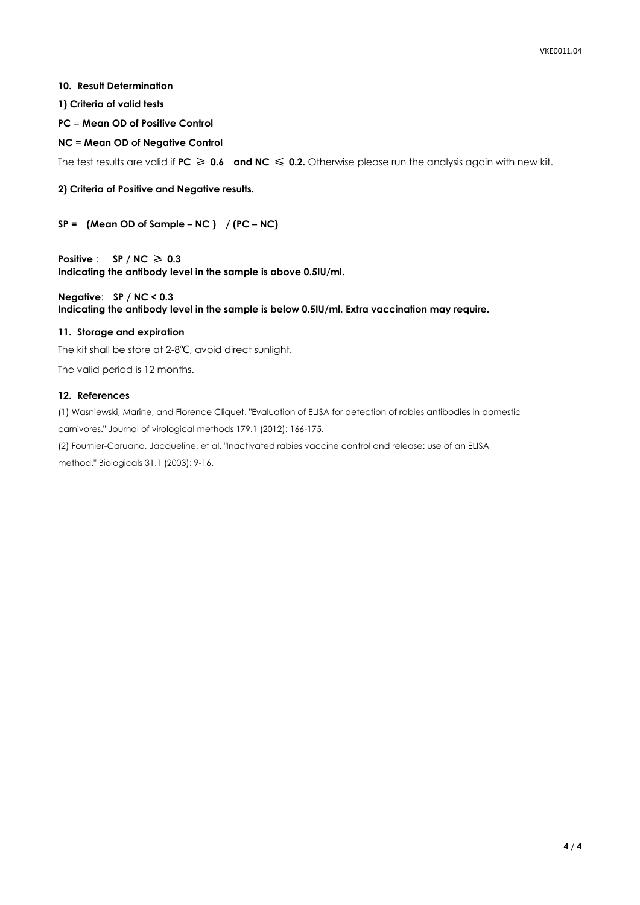### 10. Result Determination

**1) Criteria of valid tests**

**PC = Mean OD of Positive Control**

**NC = Mean OD of Negative Control**

The test results are valid if **$PC \geqslant 0.6$ and $NC \leqslant 0.2$.** Otherwise please run the analysis again with new kit.

**2) Criteria of Positive and Negative results.**

**SP = (Mean OD of Sample – NC) / (PC – NC)**

**Positive**: **$SP / NC \geqslant 0.3$**
**Indicating the antibody level in the sample is above 0.5IU/ml.**

**Negative**: **$SP / NC < 0.3$**
**Indicating the antibody level in the sample is below 0.5IU/ml. Extra vaccination may require.**

### 11. Storage and expiration

The kit shall be store at 2-8℃, avoid direct sunlight.

The valid period is 12 months.

### 12. References

(1) Wasniewski, Marine, and Florence Cliquet. "Evaluation of ELISA for detection of rabies antibodies in domestic carnivores." Journal of virological methods 179.1 (2012): 166-175.

(2) Fournier-Caruana, Jacqueline, et al. "Inactivated rabies vaccine control and release: use of an ELISA method." Biologicals 31.1 (2003): 9-16.